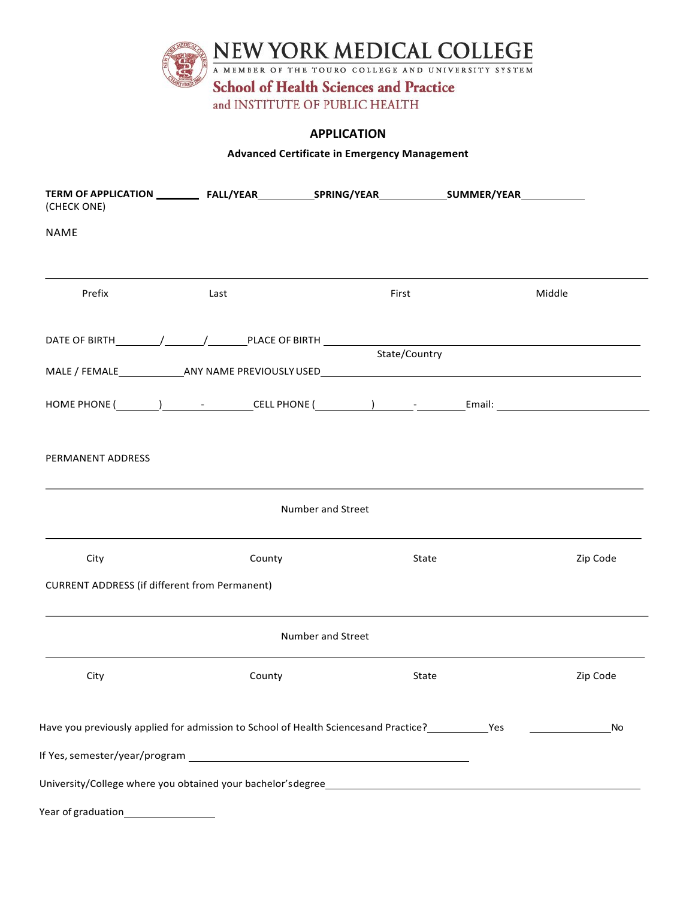# NEW YORK MEDICAL COLLEGE

A MEMBER OF THE TOURO COLLEGE AND UNIVERSITY SYSTEM

## School of Health Sciences and Practice

and INSTITUTE OF PUBLIC HEALTH

### APPLICATION

**Advanced Certificate in Emergency Management**

**TERM OF APPLICATION** ________ **FALL/YEAR**__________ **SPRING/YEAR**____________ **SUMMER/YEAR**____________
(CHECK ONE)

NAME

______________________________________________________________________________

Prefix | Last | First | Middle

DATE OF BIRTH________/_______/_______PLACE OF BIRTH ______________________________________
State/Country

MALE / FEMALE____________ANY NAME PREVIOUSLY USED______________________________________

HOME PHONE (________)________-__________CELL PHONE (__________)_______-_________Email: ________________________

PERMANENT ADDRESS

______________________________________________________________________________

Number and Street

______________________________________________________________________________

City | County | State | Zip Code

CURRENT ADDRESS (if different from Permanent)

______________________________________________________________________________

Number and Street

______________________________________________________________________________

City | County | State | Zip Code

Have you previously applied for admission to School of Health Sciencesand Practice?___________Yes _______________No

If Yes, semester/year/program ______________________________________________________

University/College where you obtained your bachelor's degree______________________________________________

Year of graduation_________________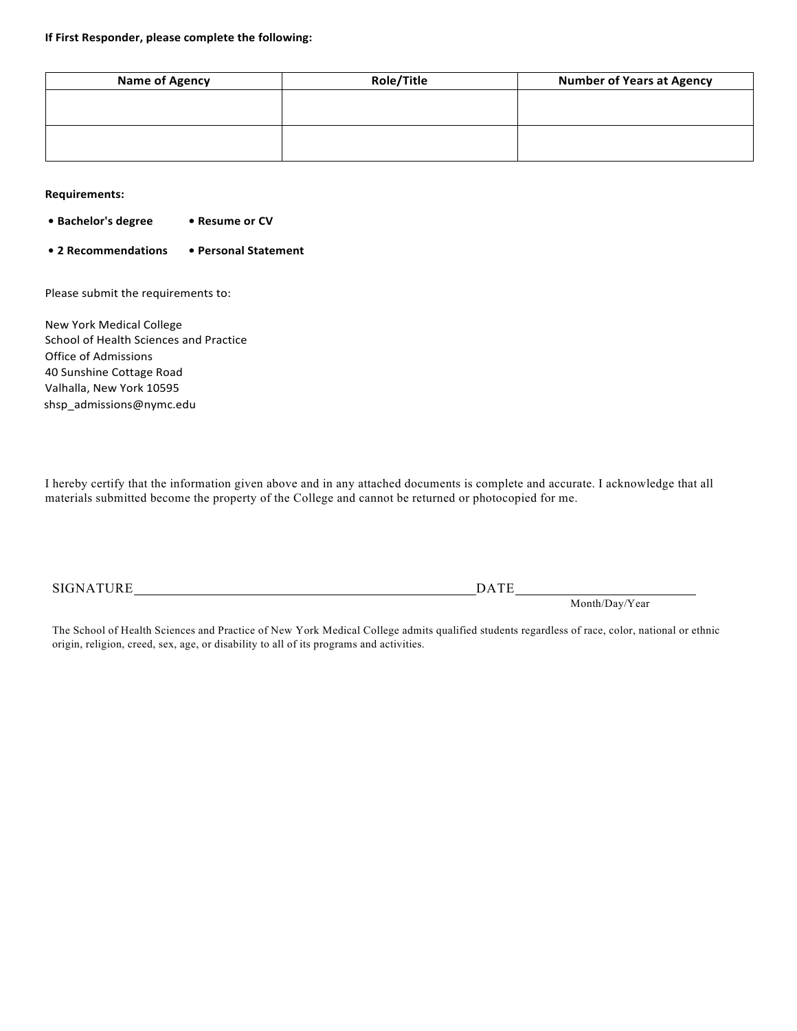**If First Responder, please complete the following:**

| Name of Agency | Role/Title | Number of Years at Agency |
|---|---|---|
| | | |
| | | |

**Requirements:**

- **Bachelor's degree**
- **Resume or CV**
- **2 Recommendations**
- **Personal Statement**

Please submit the requirements to:

New York Medical College
School of Health Sciences and Practice
Office of Admissions
40 Sunshine Cottage Road
Valhalla, New York 10595
shsp_admissions@nymc.edu

I hereby certify that the information given above and in any attached documents is complete and accurate. I acknowledge that all materials submitted become the property of the College and cannot be returned or photocopied for me.

SIGNATURE________________________________________ DATE____________________
Month/Day/Year

The School of Health Sciences and Practice of New York Medical College admits qualified students regardless of race, color, national or ethnic origin, religion, creed, sex, age, or disability to all of its programs and activities.